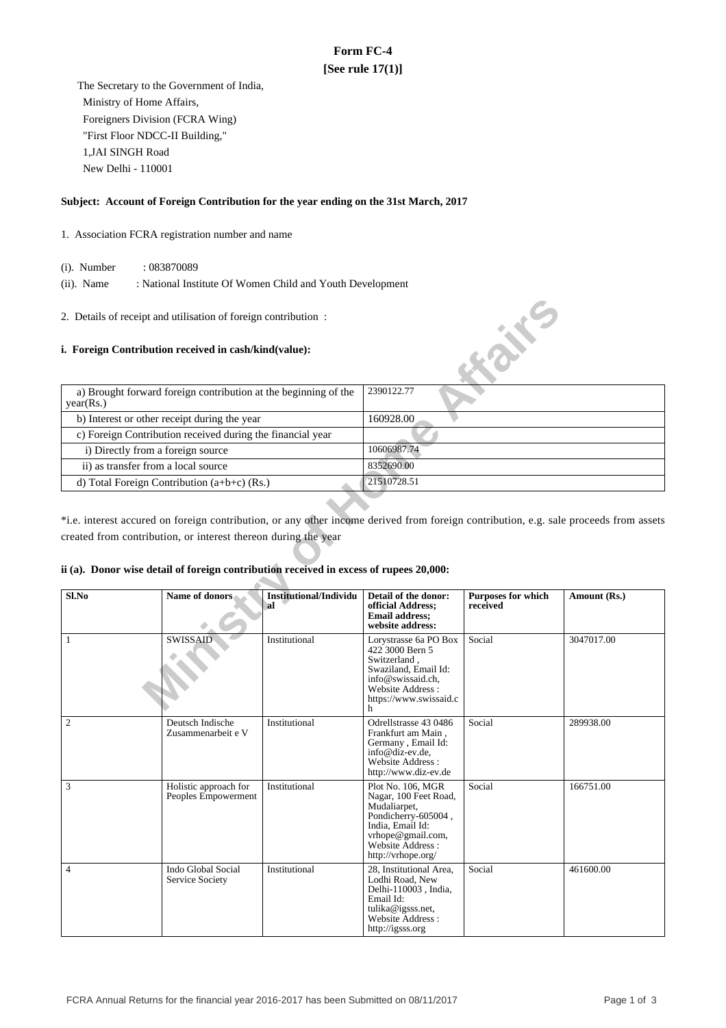**Form FC-4**
**[See rule 17(1)]**

The Secretary to the Government of India,
Ministry of Home Affairs,
Foreigners Division (FCRA Wing)
"First Floor NDCC-II Building,"
1,JAI SINGH Road
New Delhi - 110001

**Subject: Account of Foreign Contribution for the year ending on the 31st March, 2017**

1. Association FCRA registration number and name

(i). Number : 083870089

(ii). Name : National Institute Of Women Child and Youth Development

2. Details of receipt and utilisation of foreign contribution :

**i. Foreign Contribution received in cash/kind(value):**

| | |
|---|---|
| a) Brought forward foreign contribution at the beginning of the year(Rs.) | 2390122.77 |
| b) Interest or other receipt during the year | 160928.00 |
| c) Foreign Contribution received during the financial year | |
| i) Directly from a foreign source | 10606987.74 |
| ii) as transfer from a local source | 8352690.00 |
| d) Total Foreign Contribution (a+b+c) (Rs.) | 21510728.51 |

*i.e. interest accured on foreign contribution, or any other income derived from foreign contribution, e.g. sale proceeds from assets created from contribution, or interest thereon during the year

**ii (a). Donor wise detail of foreign contribution received in excess of rupees 20,000:**

| Sl.No | Name of donors | Institutional/Individual | Detail of the donor: official Address; Email address; website address: | Purposes for which received | Amount (Rs.) |
|---|---|---|---|---|---|
| 1 | SWISSAID | Institutional | Lorystrasse 6a PO Box 422 3000 Bern 5 Switzerland , Swaziland, Email Id: info@swissaid.ch, Website Address : https://www.swissaid.ch | Social | 3047017.00 |
| 2 | Deutsch Indische Zusammenarbeit e V | Institutional | Odrellstrasse 43 0486 Frankfurt am Main , Germany , Email Id: info@diz-ev.de, Website Address : http://www.diz-ev.de | Social | 289938.00 |
| 3 | Holistic approach for Peoples Empowerment | Institutional | Plot No. 106, MGR Nagar, 100 Feet Road, Mudaliarpet, Pondicherry-605004 , India, Email Id: vrhope@gmail.com, Website Address : http://vrhope.org/ | Social | 166751.00 |
| 4 | Indo Global Social Service Society | Institutional | 28, Institutional Area, Lodhi Road, New Delhi-110003 , India, Email Id: tulika@igsss.net, Website Address : http://igsss.org | Social | 461600.00 |

FCRA Annual Returns for the financial year 2016-2017 has been Submitted on 08/11/2017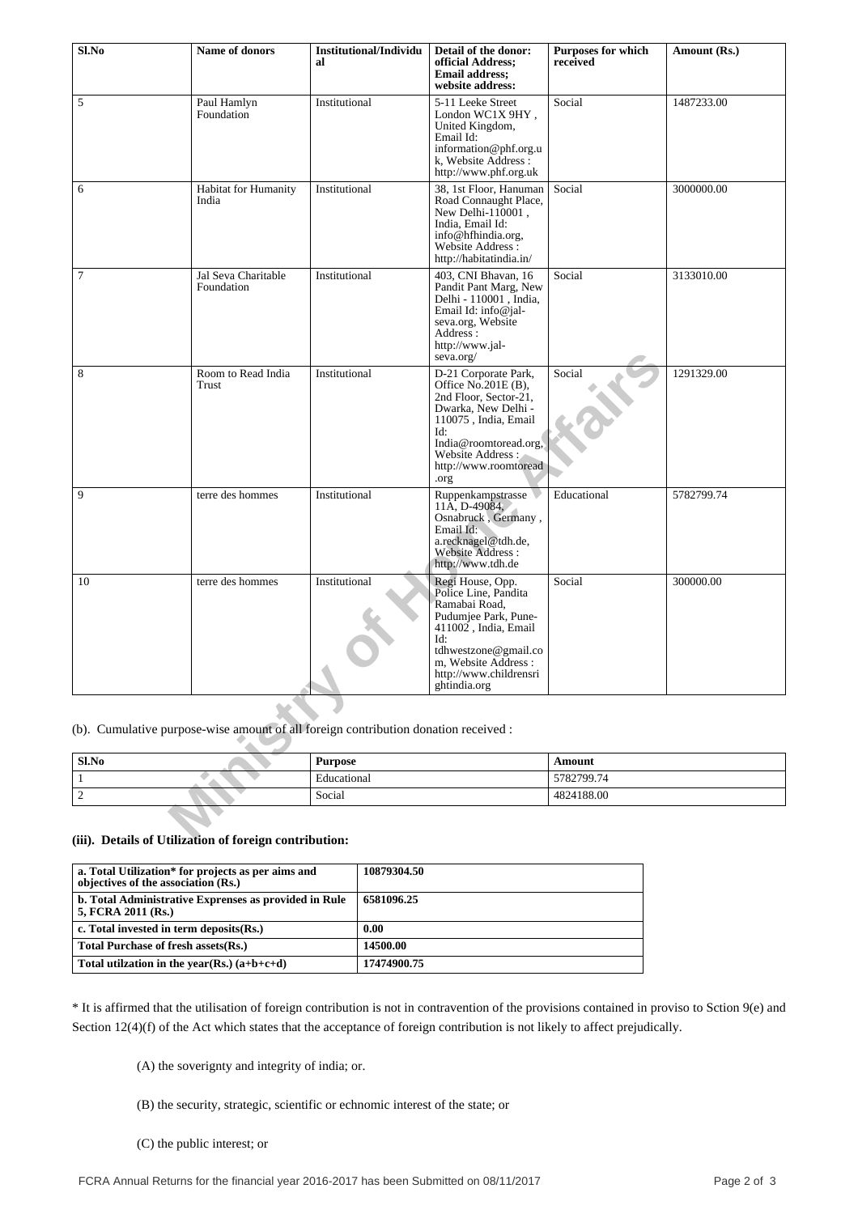| Sl.No | Name of donors | Institutional/Individual | Detail of the donor: official Address; Email address; website address: | Purposes for which received | Amount (Rs.) |
|---|---|---|---|---|---|
| 5 | Paul Hamlyn Foundation | Institutional | 5-11 Leeke Street London WC1X 9HY , United Kingdom, Email Id: information@phf.org.uk, Website Address : http://www.phf.org.uk | Social | 1487233.00 |
| 6 | Habitat for Humanity India | Institutional | 38, 1st Floor, Hanuman Road Connaught Place, New Delhi-110001 , India, Email Id: info@hfhindia.org, Website Address : http://habitatindia.in/ | Social | 3000000.00 |
| 7 | Jal Seva Charitable Foundation | Institutional | 403, CNI Bhavan, 16 Pandit Pant Marg, New Delhi - 110001 , India, Email Id: info@jal-seva.org, Website Address : http://www.jal-seva.org/ | Social | 3133010.00 |
| 8 | Room to Read India Trust | Institutional | D-21 Corporate Park, Office No.201E (B), 2nd Floor, Sector-21, Dwarka, New Delhi - 110075 , India, Email Id: India@roomtoread.org, Website Address : http://www.roomtoread.org | Social | 1291329.00 |
| 9 | terre des hommes | Institutional | Ruppenkampstrasse 11A, D-49084, Osnabruck , Germany , Email Id: a.recknagel@tdh.de, Website Address : http://www.tdh.de | Educational | 5782799.74 |
| 10 | terre des hommes | Institutional | Regi House, Opp. Police Line, Pandita Ramabai Road, Pudumjee Park, Pune-411002 , India, Email Id: tdhwestzone@gmail.com, Website Address : http://www.childrensrightindia.org | Social | 300000.00 |

(b). Cumulative purpose-wise amount of all foreign contribution donation received :

| Sl.No | Purpose | Amount |
|---|---|---|
| 1 | Educational | 5782799.74 |
| 2 | Social | 4824188.00 |

### (iii). Details of Utilization of foreign contribution:

| | |
|---|---|
| **a. Total Utilization* for projects as per aims and objectives of the association (Rs.)** | **10879304.50** |
| **b. Total Administrative Exprenses as provided in Rule 5, FCRA 2011 (Rs.)** | **6581096.25** |
| **c. Total invested in term deposits(Rs.)** | **0.00** |
| **Total Purchase of fresh assets(Rs.)** | **14500.00** |
| **Total utilzation in the year(Rs.) (a+b+c+d)** | **17474900.75** |

* It is affirmed that the utilisation of foreign contribution is not in contravention of the provisions contained in proviso to Sction 9(e) and Section 12(4)(f) of the Act which states that the acceptance of foreign contribution is not likely to affect prejudically.

(A) the soverignty and integrity of india; or.

(B) the security, strategic, scientific or echnomic interest of the state; or

(C) the public interest; or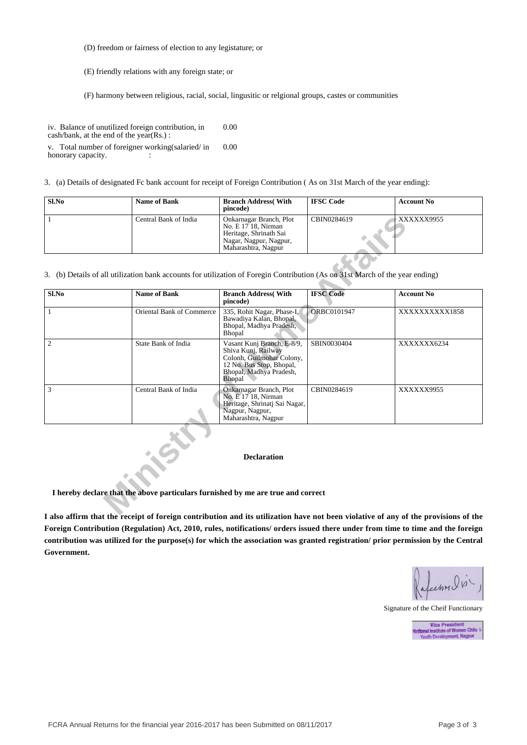(D) freedom or fairness of election to any legistature; or

(E) friendly relations with any foreign state; or

(F) harmony between religious, racial, social, lingusitic or relgional groups, castes or communities

| | |
|---|---|
| iv. Balance of unutilized foreign contribution, in cash/bank, at the end of the year(Rs.) : | 0.00 |
| v. Total number of foreigner working(salaried/ in honorary capacity. : | 0.00 |

3. (a) Details of designated Fc bank account for receipt of Foreign Contribution ( As on 31st March of the year ending):

| Sl.No | Name of Bank | Branch Address( With pincode) | IFSC Code | Account No |
|---|---|---|---|---|
| 1 | Central Bank of India | Onkarnagar Branch, Plot No. E 17 18, Nirman Heritage, Shrinath Sai Nagar, Nagpur, Nagpur, Maharashtra, Nagpur | CBIN0284619 | XXXXXX9955 |

3. (b) Details of all utilization bank accounts for utilization of Foregin Contribution (As on 31st March of the year ending)

| Sl.No | Name of Bank | Branch Address( With pincode) | IFSC Code | Account No |
|---|---|---|---|---|
| 1 | Oriental Bank of Commerce | 335, Rohit Nagar, Phase-I, Bawadiya Kalan, Bhopal, Bhopal, Madhya Pradesh, Bhopal | ORBC0101947 | XXXXXXXXXX1858 |
| 2 | State Bank of India | Vasant Kunj Branch, E-8/9, Shiva Kunj, Railway Colonh, Guilmohar Colony, 12 No. Bus Stop, Bhopal, Bhopal, Madhya Pradesh, Bhopal | SBIN0030404 | XXXXXXX6234 |
| 3 | Central Bank of India | Onkarnagar Branch, Plot No. E 17 18, Nirman Heritage, Shrinatj Sai Nagar, Nagpur, Nagpur, Maharashtra, Nagpur | CBIN0284619 | XXXXXX9955 |

**Declaration**

**I hereby declare that the above particulars furnished by me are true and correct**

**I also affirm that the receipt of foreign contribution and its utilization have not been violative of any of the provisions of the Foreign Contribution (Regulation) Act, 2010, rules, notifications/ orders issued there under from time to time and the foreign contribution was utilized for the purpose(s) for which the association was granted registration/ prior permission by the Central Government.**

Signature of the Cheif Functionary

Vice President
National Institute of Women Child & Youth Development, Nagpur

FCRA Annual Returns for the financial year 2016-2017 has been Submitted on 08/11/2017